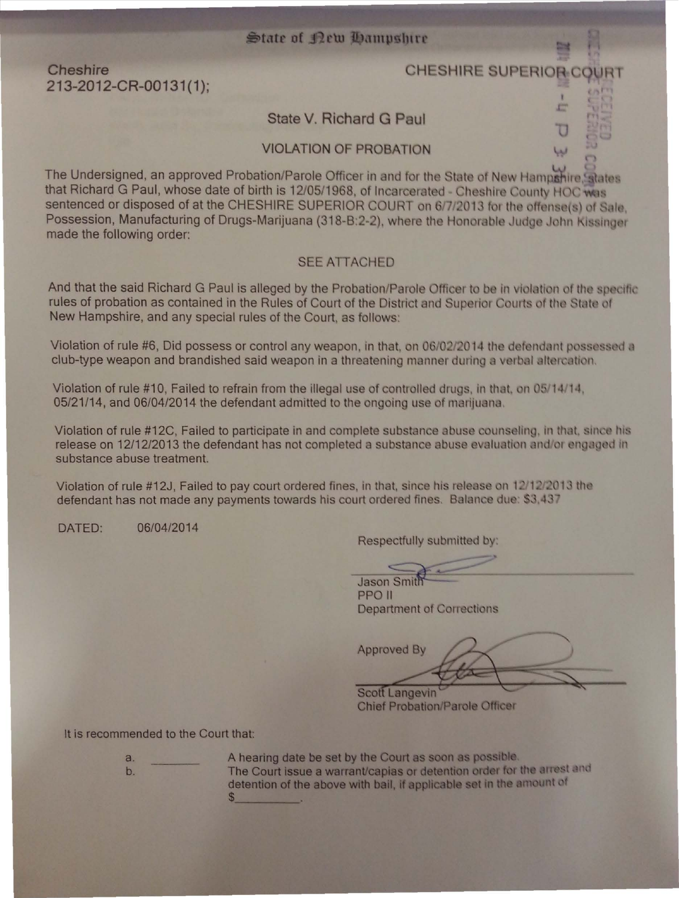State of New Hampshire

Cheshire
213-2012-CR-00131(1);

CHESHIRE SUPERIOR COURT

State V. Richard G Paul

VIOLATION OF PROBATION

The Undersigned, an approved Probation/Parole Officer in and for the State of New Hampshire, states that Richard G Paul, whose date of birth is 12/05/1968, of Incarcerated - Cheshire County HOC was sentenced or disposed of at the CHESHIRE SUPERIOR COURT on 6/7/2013 for the offense(s) of Sale, Possession, Manufacturing of Drugs-Marijuana (318-B:2-2), where the Honorable Judge John Kissinger made the following order:

SEE ATTACHED

And that the said Richard G Paul is alleged by the Probation/Parole Officer to be in violation of the specific rules of probation as contained in the Rules of Court of the District and Superior Courts of the State of New Hampshire, and any special rules of the Court, as follows:

Violation of rule #6, Did possess or control any weapon, in that, on 06/02/2014 the defendant possessed a club-type weapon and brandished said weapon in a threatening manner during a verbal altercation.

Violation of rule #10, Failed to refrain from the illegal use of controlled drugs, in that, on 05/14/14, 05/21/14, and 06/04/2014 the defendant admitted to the ongoing use of marijuana.

Violation of rule #12C, Failed to participate in and complete substance abuse counseling, in that, since his release on 12/12/2013 the defendant has not completed a substance abuse evaluation and/or engaged in substance abuse treatment.

Violation of rule #12J, Failed to pay court ordered fines, in that, since his release on 12/12/2013 the defendant has not made any payments towards his court ordered fines. Balance due: $3,437

DATED: 06/04/2014

Respectfully submitted by:

Jason Smith
PPO II
Department of Corrections

Approved By

Scott Langevin
Chief Probation/Parole Officer

It is recommended to the Court that:

a. ________ A hearing date be set by the Court as soon as possible.
b. ________ The Court issue a warrant/capias or detention order for the arrest and detention of the above with bail, if applicable set in the amount of $__________.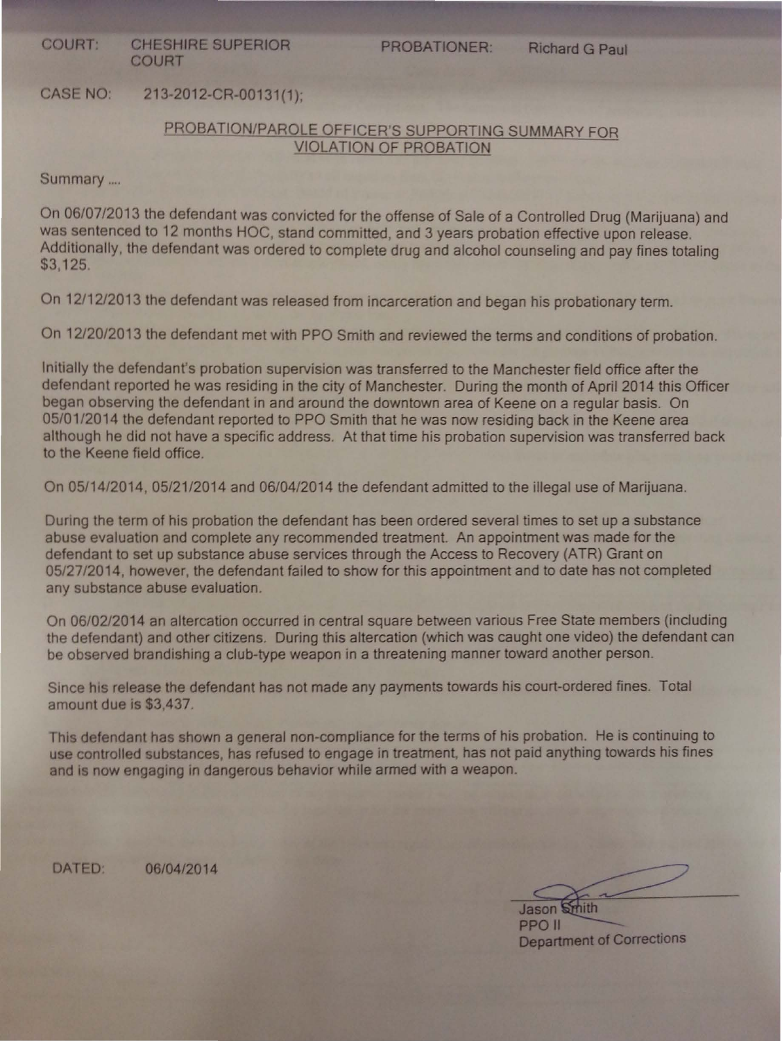COURT: CHESHIRE SUPERIOR COURT

PROBATIONER: Richard G Paul

CASE NO: 213-2012-CR-00131(1);

## PROBATION/PAROLE OFFICER'S SUPPORTING SUMMARY FOR VIOLATION OF PROBATION

Summary ....

On 06/07/2013 the defendant was convicted for the offense of Sale of a Controlled Drug (Marijuana) and was sentenced to 12 months HOC, stand committed, and 3 years probation effective upon release. Additionally, the defendant was ordered to complete drug and alcohol counseling and pay fines totaling $3,125.

On 12/12/2013 the defendant was released from incarceration and began his probationary term.

On 12/20/2013 the defendant met with PPO Smith and reviewed the terms and conditions of probation.

Initially the defendant's probation supervision was transferred to the Manchester field office after the defendant reported he was residing in the city of Manchester. During the month of April 2014 this Officer began observing the defendant in and around the downtown area of Keene on a regular basis. On 05/01/2014 the defendant reported to PPO Smith that he was now residing back in the Keene area although he did not have a specific address. At that time his probation supervision was transferred back to the Keene field office.

On 05/14/2014, 05/21/2014 and 06/04/2014 the defendant admitted to the illegal use of Marijuana.

During the term of his probation the defendant has been ordered several times to set up a substance abuse evaluation and complete any recommended treatment. An appointment was made for the defendant to set up substance abuse services through the Access to Recovery (ATR) Grant on 05/27/2014, however, the defendant failed to show for this appointment and to date has not completed any substance abuse evaluation.

On 06/02/2014 an altercation occurred in central square between various Free State members (including the defendant) and other citizens. During this altercation (which was caught one video) the defendant can be observed brandishing a club-type weapon in a threatening manner toward another person.

Since his release the defendant has not made any payments towards his court-ordered fines. Total amount due is $3,437.

This defendant has shown a general non-compliance for the terms of his probation. He is continuing to use controlled substances, has refused to engage in treatment, has not paid anything towards his fines and is now engaging in dangerous behavior while armed with a weapon.

DATED: 06/04/2014

Jason Smith
PPO II
Department of Corrections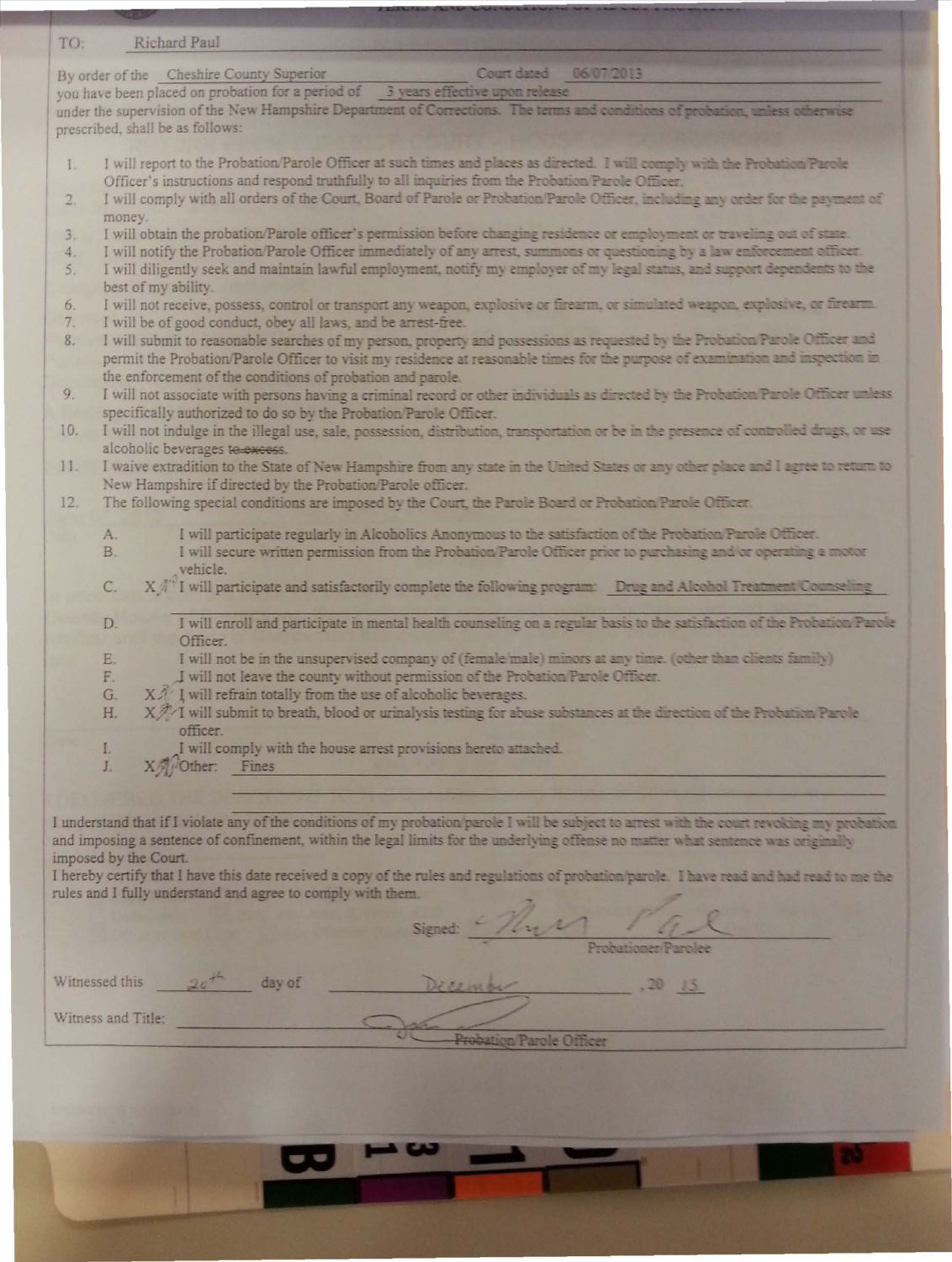TO: Richard Paul

By order of the Cheshire County Superior Court dated 06/07/2013
you have been placed on probation for a period of 3 years effective upon release
under the supervision of the New Hampshire Department of Corrections. The terms and conditions of probation, unless otherwise prescribed, shall be as follows:

1. I will report to the Probation/Parole Officer at such times and places as directed. I will comply with the Probation/Parole Officer's instructions and respond truthfully to all inquiries from the Probation/Parole Officer.
2. I will comply with all orders of the Court, Board of Parole or Probation/Parole Officer, including any order for the payment of money.
3. I will obtain the probation/Parole officer's permission before changing residence or employment or traveling out of state.
4. I will notify the Probation/Parole Officer immediately of any arrest, summons or questioning by a law enforcement officer.
5. I will diligently seek and maintain lawful employment, notify my employer of my legal status, and support dependents to the best of my ability.
6. I will not receive, possess, control or transport any weapon, explosive or firearm, or simulated weapon, explosive, or firearm.
7. I will be of good conduct, obey all laws, and be arrest-free.
8. I will submit to reasonable searches of my person, property and possessions as requested by the Probation/Parole Officer and permit the Probation/Parole Officer to visit my residence at reasonable times for the purpose of examination and inspection in the enforcement of the conditions of probation and parole.
9. I will not associate with persons having a criminal record or other individuals as directed by the Probation/Parole Officer unless specifically authorized to do so by the Probation/Parole Officer.
10. I will not indulge in the illegal use, sale, possession, distribution, transportation or be in the presence of controlled drugs, or use alcoholic beverages ~~to excess~~.
11. I waive extradition to the State of New Hampshire from any state in the United States or any other place and I agree to return to New Hampshire if directed by the Probation/Parole officer.
12. The following special conditions are imposed by the Court, the Parole Board or Probation/Parole Officer.

   A. I will participate regularly in Alcoholics Anonymous to the satisfaction of the Probation/Parole Officer.
   B. I will secure written permission from the Probation/Parole Officer prior to purchasing and/or operating a motor vehicle.
   C. X I will participate and satisfactorily complete the following program: Drug and Alcohol Treatment/Counseling
   D. I will enroll and participate in mental health counseling on a regular basis to the satisfaction of the Probation/Parole Officer.
   E. I will not be in the unsupervised company of (female/male) minors at any time. (other than clients family)
   F. I will not leave the county without permission of the Probation/Parole Officer.
   G. X I will refrain totally from the use of alcoholic beverages.
   H. X I will submit to breath, blood or urinalysis testing for abuse substances at the direction of the Probation/Parole officer.
   I. I will comply with the house arrest provisions hereto attached.
   J. X Other: Fines

I understand that if I violate any of the conditions of my probation/parole I will be subject to arrest with the court revoking my probation and imposing a sentence of confinement, within the legal limits for the underlying offense no matter what sentence was originally imposed by the Court.

I hereby certify that I have this date received a copy of the rules and regulations of probation/parole. I have read and had read to me the rules and I fully understand and agree to comply with them.

Signed: [signature]
Probationer/Parolee

Witnessed this 20th day of December, 20 15

Witness and Title: [signature]
Probation/Parole Officer